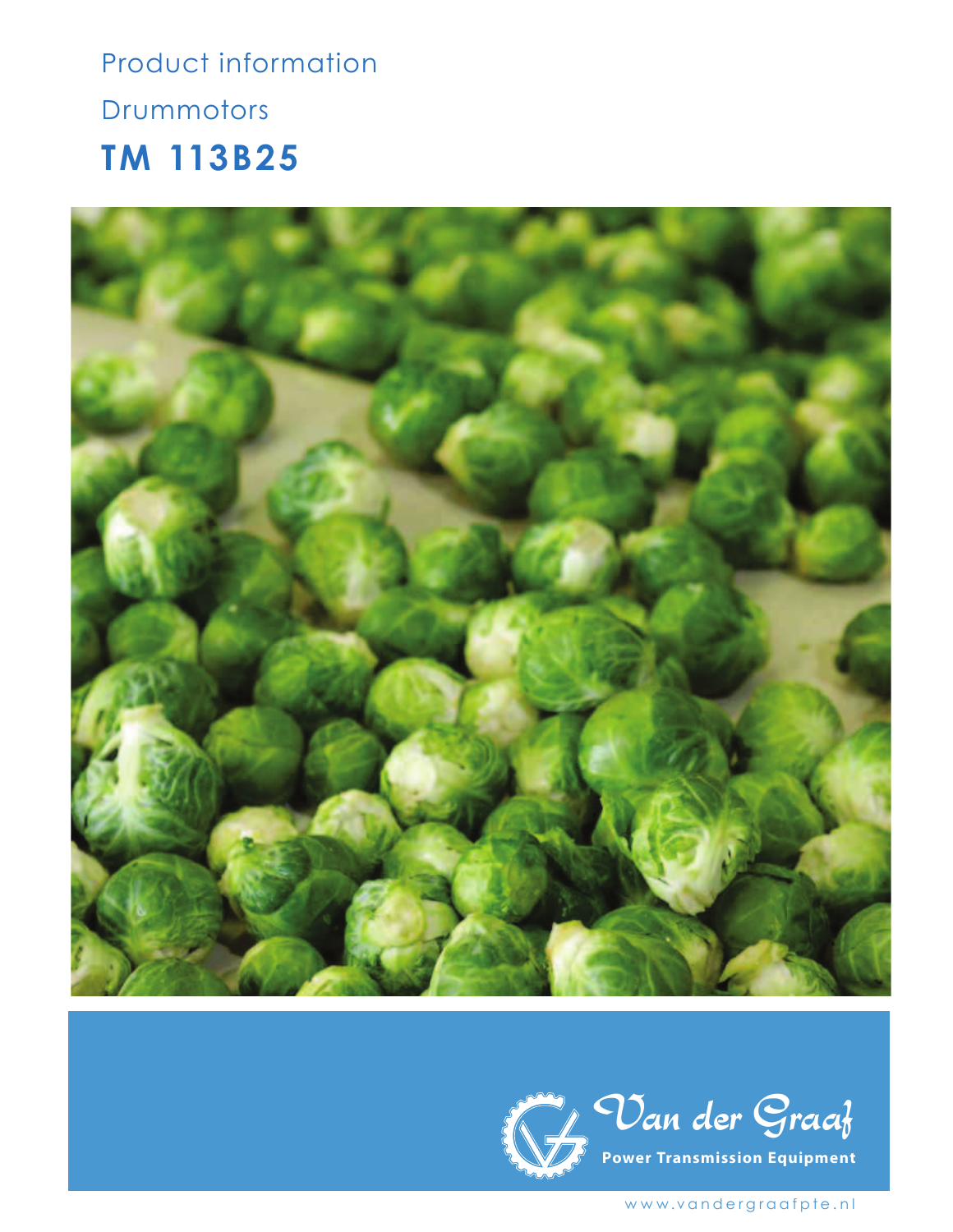Product information

Drummotors

# TM 113B25

Van der Graaf

Power Transmission Equipment

www.vandergraafpte.nl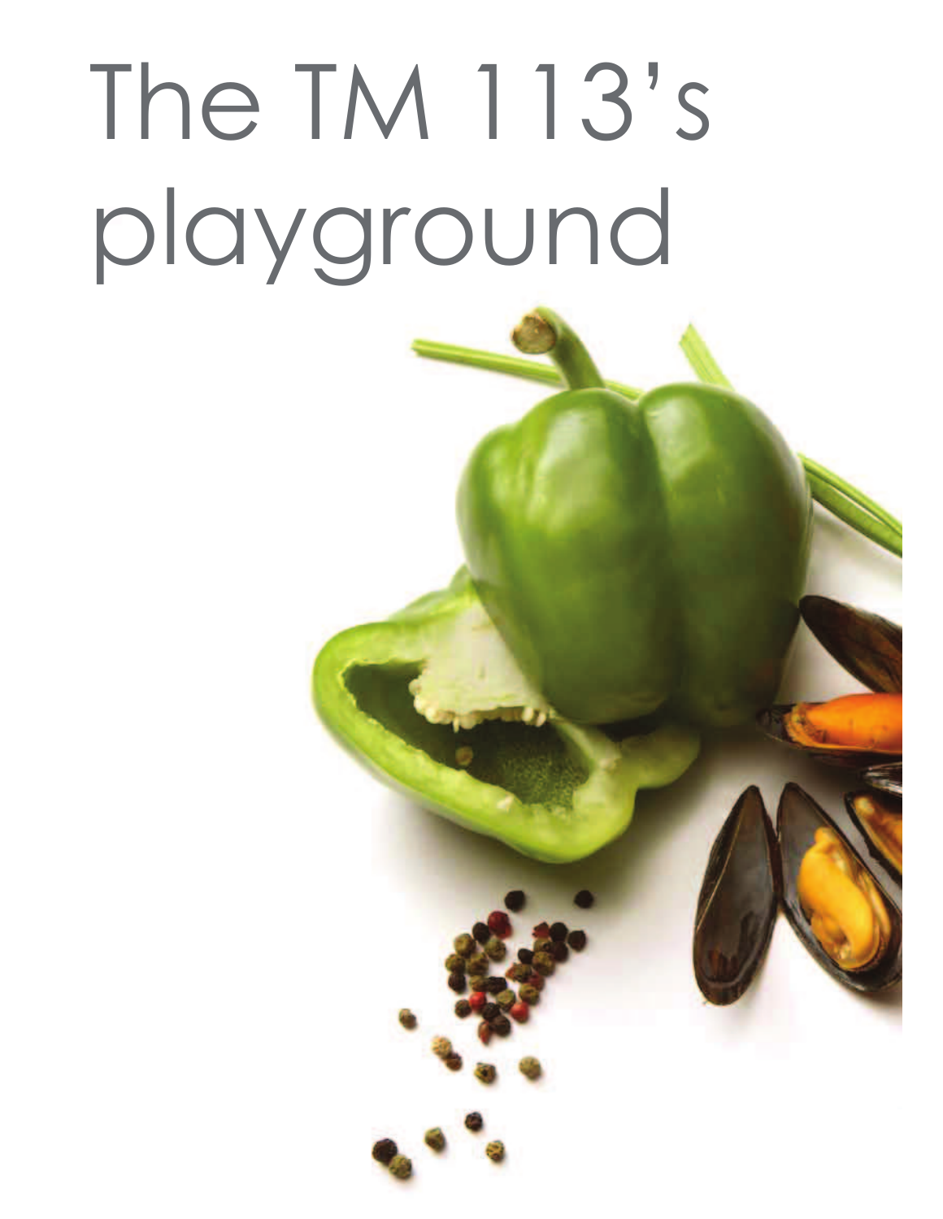# The TM 113's playground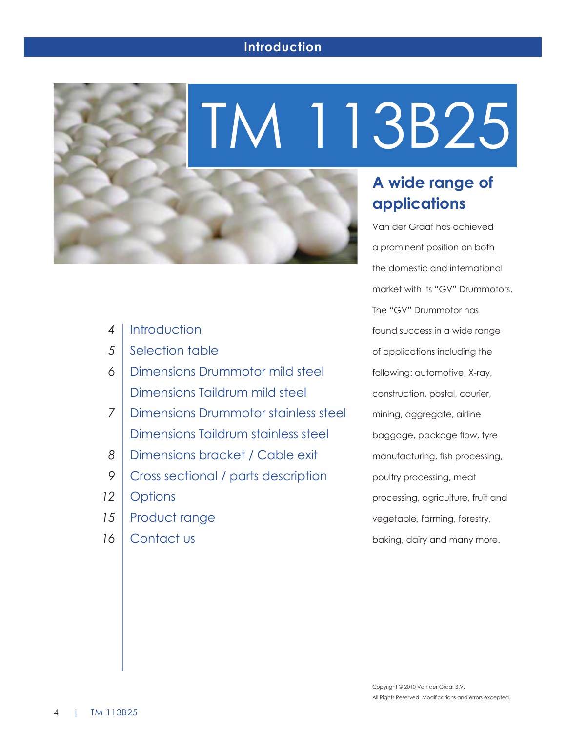# Introduction

# TM 113B25

| Page | Contents |
|---|---|
| 4 | Introduction |
| 5 | Selection table |
| 6 | Dimensions Drummotor mild steel |
| | Dimensions Taildrum mild steel |
| 7 | Dimensions Drummotor stainless steel |
| | Dimensions Taildrum stainless steel |
| 8 | Dimensions bracket / Cable exit |
| 9 | Cross sectional / parts description |
| 12 | Options |
| 15 | Product range |
| 16 | Contact us |

## A wide range of applications

Van der Graaf has achieved a prominent position on both the domestic and international market with its "GV" Drummotors. The "GV" Drummotor has found success in a wide range of applications including the following: automotive, X-ray, construction, postal, courier, mining, aggregate, airline baggage, package flow, tyre manufacturing, fish processing, poultry processing, meat processing, agriculture, fruit and vegetable, farming, forestry, baking, dairy and many more.

Copyright © 2010 Van der Graaf B.V.
All Rights Reserved. Modifications and errors excepted.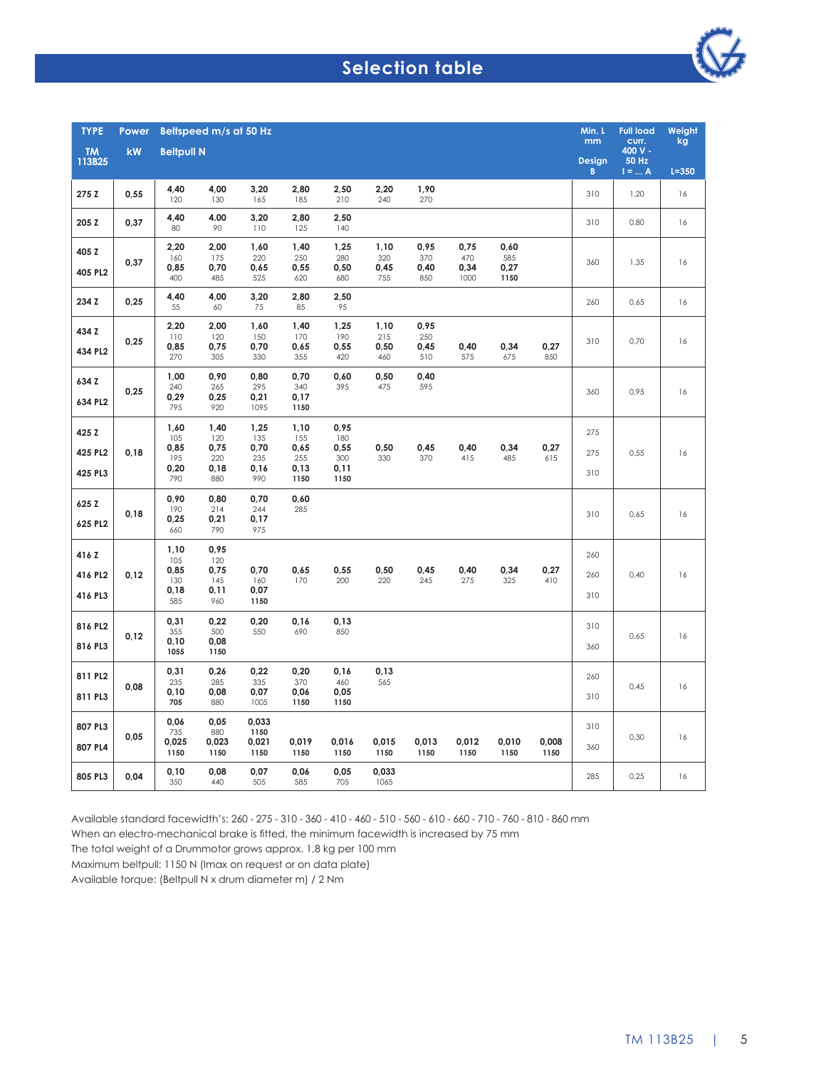# Selection table

Each beltspeed cell is given as: beltspeed m/s at 50 Hz / beltpull N.

| TYPE TM 113B25 | Power kW | Beltspeed m/s at 50 Hz / Beltpull N | | | | | | | | | | Min. L mm Design B | Full load curr. 400 V - 50 Hz I = ... A | Weight kg L=350 |
|---|---|---|---|---|---|---|---|---|---|---|---|---|---|---|
| 275 Z | 0,55 | 4,40 / 120 | 4,00 / 130 | 3,20 / 165 | 2,80 / 185 | 2,50 / 210 | 2,20 / 240 | 1,90 / 270 | | | | 310 | 1,20 | 16 |
| 205 Z | 0,37 | 4,40 / 80 | 4.00 / 90 | 3,20 / 110 | 2,80 / 125 | 2,50 / 140 | | | | | | 310 | 0,80 | 16 |
| 405 Z | 0,37 | 2,20 / 160 | 2,00 / 175 | 1,60 / 220 | 1,40 / 250 | 1,25 / 280 | 1,10 / 320 | 0,95 / 370 | 0,75 / 470 | 0,60 / 585 | | 360 | 1,35 | 16 |
| 405 PL2 | | 0,85 / 400 | 0,70 / 485 | 0,65 / 525 | 0,55 / 620 | 0,50 / 680 | 0,45 / 755 | 0,40 / 850 | 0,34 / 1000 | 0,27 / 1150 | | | | |
| 234 Z | 0,25 | 4,40 / 55 | 4,00 / 60 | 3,20 / 75 | 2,80 / 85 | 2,50 / 95 | | | | | | 260 | 0,65 | 16 |
| 434 Z | 0,25 | 2,20 / 110 | 2,00 / 120 | 1,60 / 150 | 1,40 / 170 | 1,25 / 190 | 1,10 / 215 | 0,95 / 250 | | | | 310 | 0,70 | 16 |
| 434 PL2 | | 0,85 / 270 | 0,75 / 305 | 0,70 / 330 | 0,65 / 355 | 0,55 / 420 | 0,50 / 460 | 0,45 / 510 | 0,40 / 575 | 0,34 / 675 | 0,27 / 850 | | | |
| 634 Z | 0,25 | 1,00 / 240 | 0,90 / 265 | 0,80 / 295 | 0,70 / 340 | 0,60 / 395 | 0,50 / 475 | 0,40 / 595 | | | | 360 | 0,95 | 16 |
| 634 PL2 | | 0,29 / 795 | 0,25 / 920 | 0,21 / 1095 | 0,17 / 1150 | | | | | | | | | |
| 425 Z | 0,18 | 1,60 / 105 | 1,40 / 120 | 1,25 / 135 | 1,10 / 155 | 0,95 / 180 | | | | | | 275 | 0,55 | 16 |
| 425 PL2 | | 0,85 / 195 | 0,75 / 220 | 0,70 / 235 | 0,65 / 255 | 0,55 / 300 | 0,50 / 330 | 0,45 / 370 | 0,40 / 415 | 0,34 / 485 | 0,27 / 615 | 275 | | |
| 425 PL3 | | 0,20 / 790 | 0,18 / 880 | 0,16 / 990 | 0,13 / 1150 | 0,11 / 1150 | | | | | | 310 | | |
| 625 Z | 0,18 | 0,90 / 190 | 0,80 / 214 | 0,70 / 244 | 0,60 / 285 | | | | | | | 310 | 0,65 | 16 |
| 625 PL2 | | 0,25 / 660 | 0,21 / 790 | 0,17 / 975 | | | | | | | | | | |
| 416 Z | 0,12 | 1,10 / 105 | 0,95 / 120 | | | | | | | | | 260 | 0,40 | 16 |
| 416 PL2 | | 0,85 / 130 | 0,75 / 145 | 0,70 / 160 | 0,65 / 170 | 0,55 / 200 | 0,50 / 220 | 0,45 / 245 | 0,40 / 275 | 0,34 / 325 | 0,27 / 410 | 260 | | |
| 416 PL3 | | 0,18 / 585 | 0,11 / 960 | 0,07 / 1150 | | | | | | | | 310 | | |
| 816 PL2 | 0,12 | 0,31 / 355 | 0,22 / 500 | 0,20 / 550 | 0,16 / 690 | 0,13 / 850 | | | | | | 310 | 0,65 | 16 |
| 816 PL3 | | 0,10 / 1055 | 0,08 / 1150 | | | | | | | | | 360 | | |
| 811 PL2 | 0,08 | 0,31 / 235 | 0,26 / 285 | 0,22 / 335 | 0,20 / 370 | 0,16 / 460 | 0,13 / 565 | | | | | 260 | 0,45 | 16 |
| 811 PL3 | | 0,10 / 705 | 0,08 / 880 | 0,07 / 1005 | 0,06 / 1150 | 0,05 / 1150 | | | | | | 310 | | |
| 807 PL3 | 0,05 | 0,06 / 735 | 0,05 / 880 | 0,033 / 1150 | | | | | | | | 310 | 0,30 | 16 |
| 807 PL4 | | 0,025 / 1150 | 0,023 / 1150 | 0,021 / 1150 | 0,019 / 1150 | 0,016 / 1150 | 0,015 / 1150 | 0,013 / 1150 | 0,012 / 1150 | 0,010 / 1150 | 0,008 / 1150 | 360 | | |
| 805 PL3 | 0,04 | 0,10 / 350 | 0,08 / 440 | 0,07 / 505 | 0,06 / 585 | 0,05 / 705 | 0,033 / 1065 | | | | | 285 | 0,25 | 16 |

Available standard facewidth's: 260 - 275 - 310 - 360 - 410 - 460 - 510 - 560 - 610 - 660 - 710 - 760 - 810 - 860 mm
When an electro-mechanical brake is fitted, the minimum facewidth is increased by 75 mm
The total weight of a Drummotor grows approx. 1,8 kg per 100 mm
Maximum beltpull: 1150 N (Imax on request or on data plate)
Available torque: (Beltpull N x drum diameter m) / 2 Nm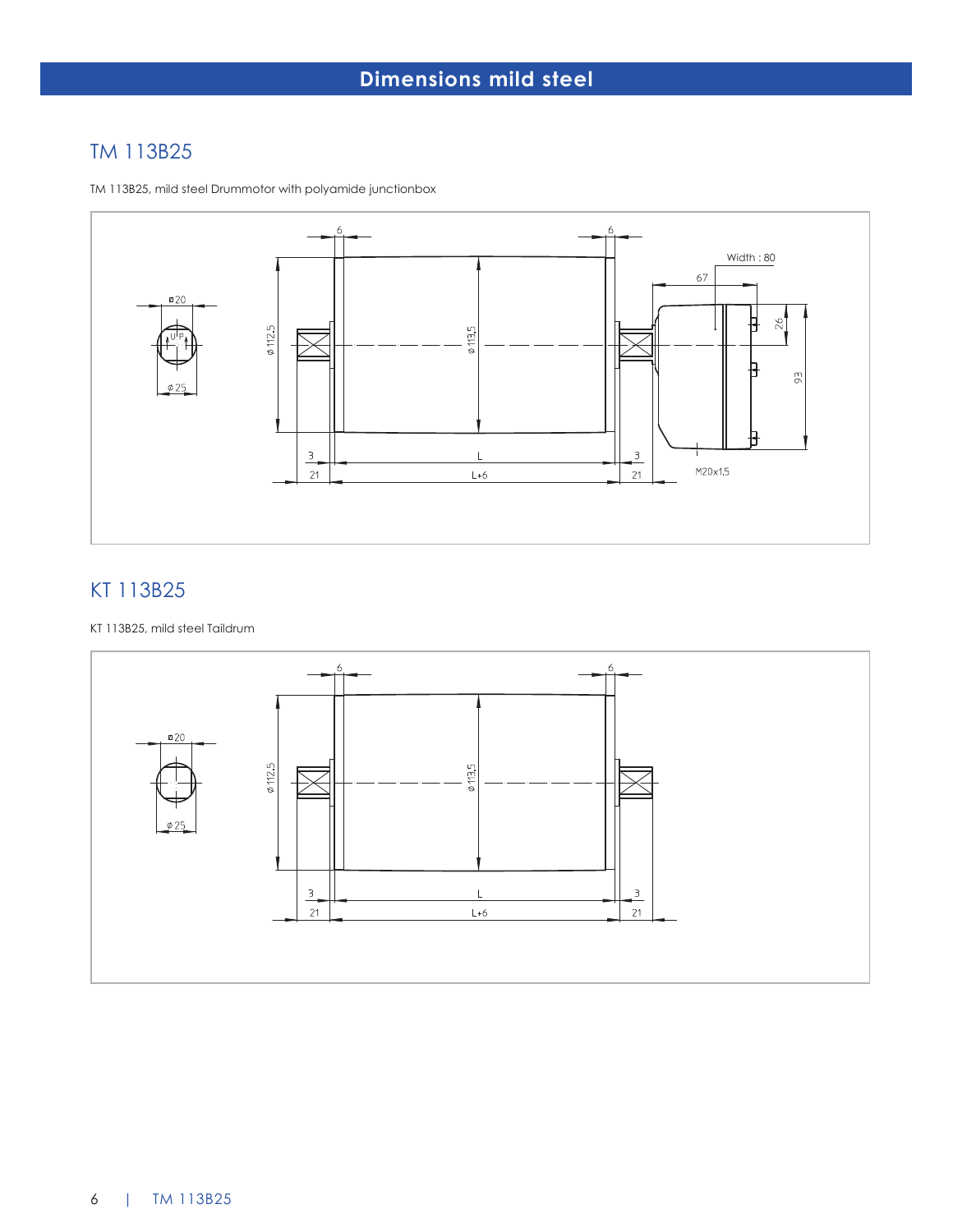# Dimensions mild steel

## TM 113B25

TM 113B25, mild steel Drummotor with polyamide junctionbox

## KT 113B25

KT 113B25, mild steel Taildrum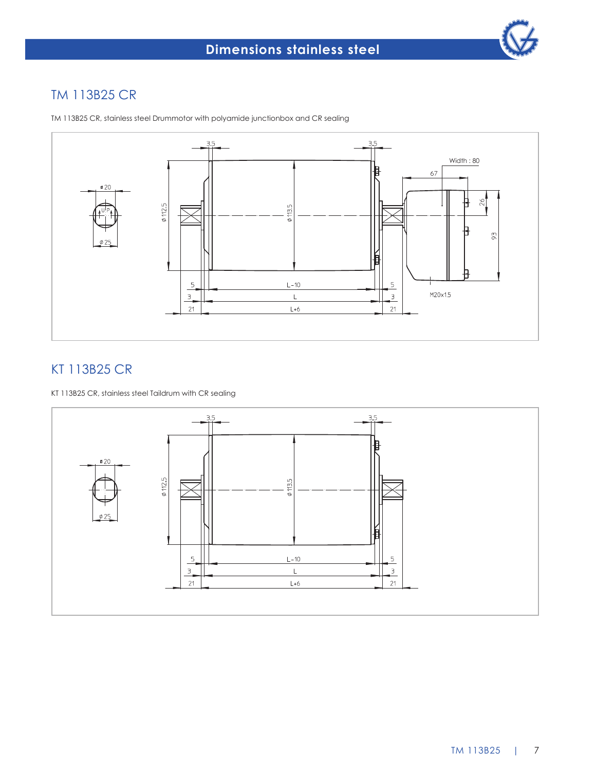# Dimensions stainless steel

## TM 113B25 CR

TM 113B25 CR, stainless steel Drummotor with polyamide junctionbox and CR sealing

## KT 113B25 CR

KT 113B25 CR, stainless steel Taildrum with CR sealing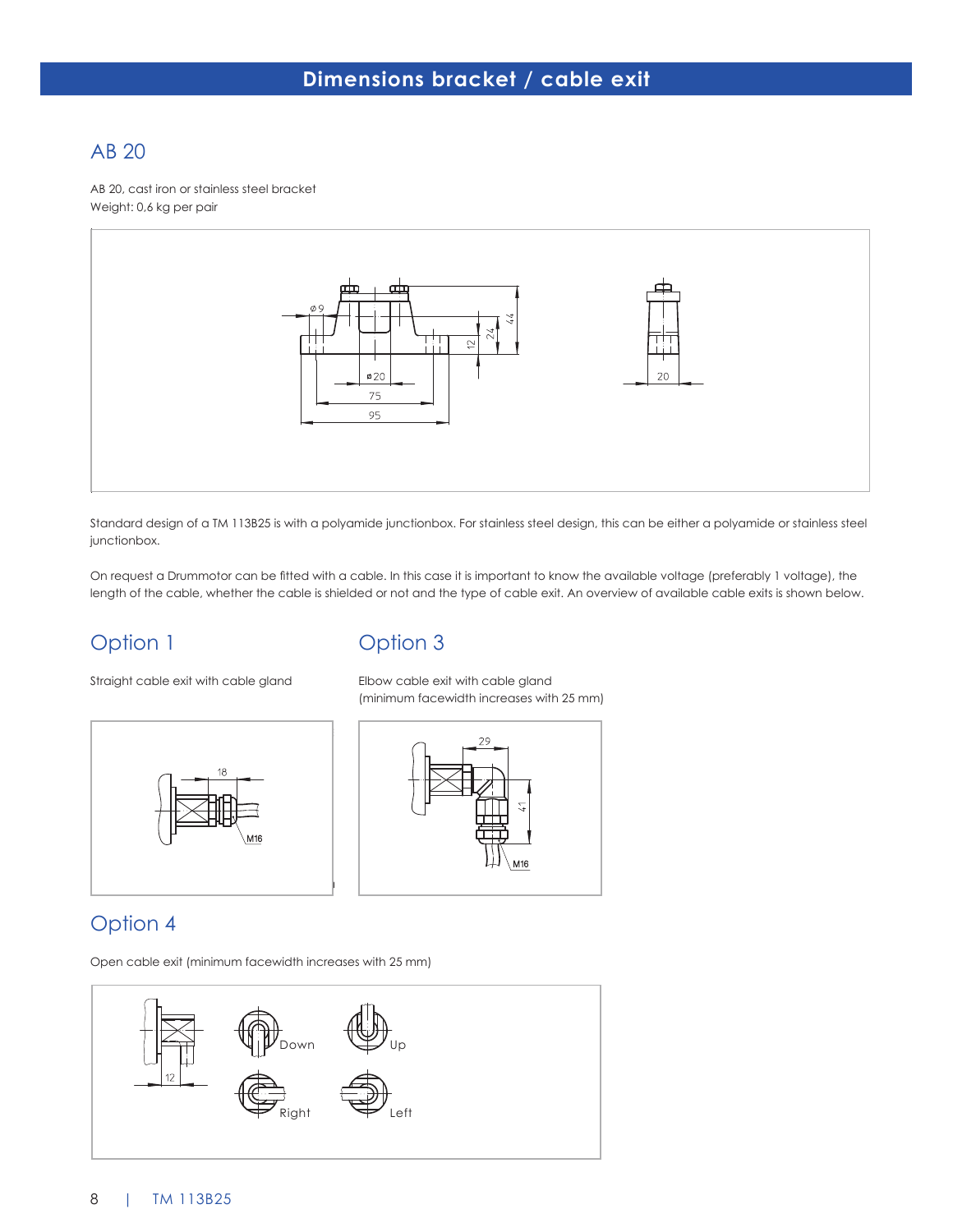# Dimensions bracket / cable exit

## AB 20

AB 20, cast iron or stainless steel bracket
Weight: 0,6 kg per pair

Standard design of a TM 113B25 is with a polyamide junctionbox. For stainless steel design, this can be either a polyamide or stainless steel junctionbox.

On request a Drummotor can be fitted with a cable. In this case it is important to know the available voltage (preferably 1 voltage), the length of the cable, whether the cable is shielded or not and the type of cable exit. An overview of available cable exits is shown below.

## Option 1

Straight cable exit with cable gland

## Option 3

Elbow cable exit with cable gland
(minimum facewidth increases with 25 mm)

## Option 4

Open cable exit (minimum facewidth increases with 25 mm)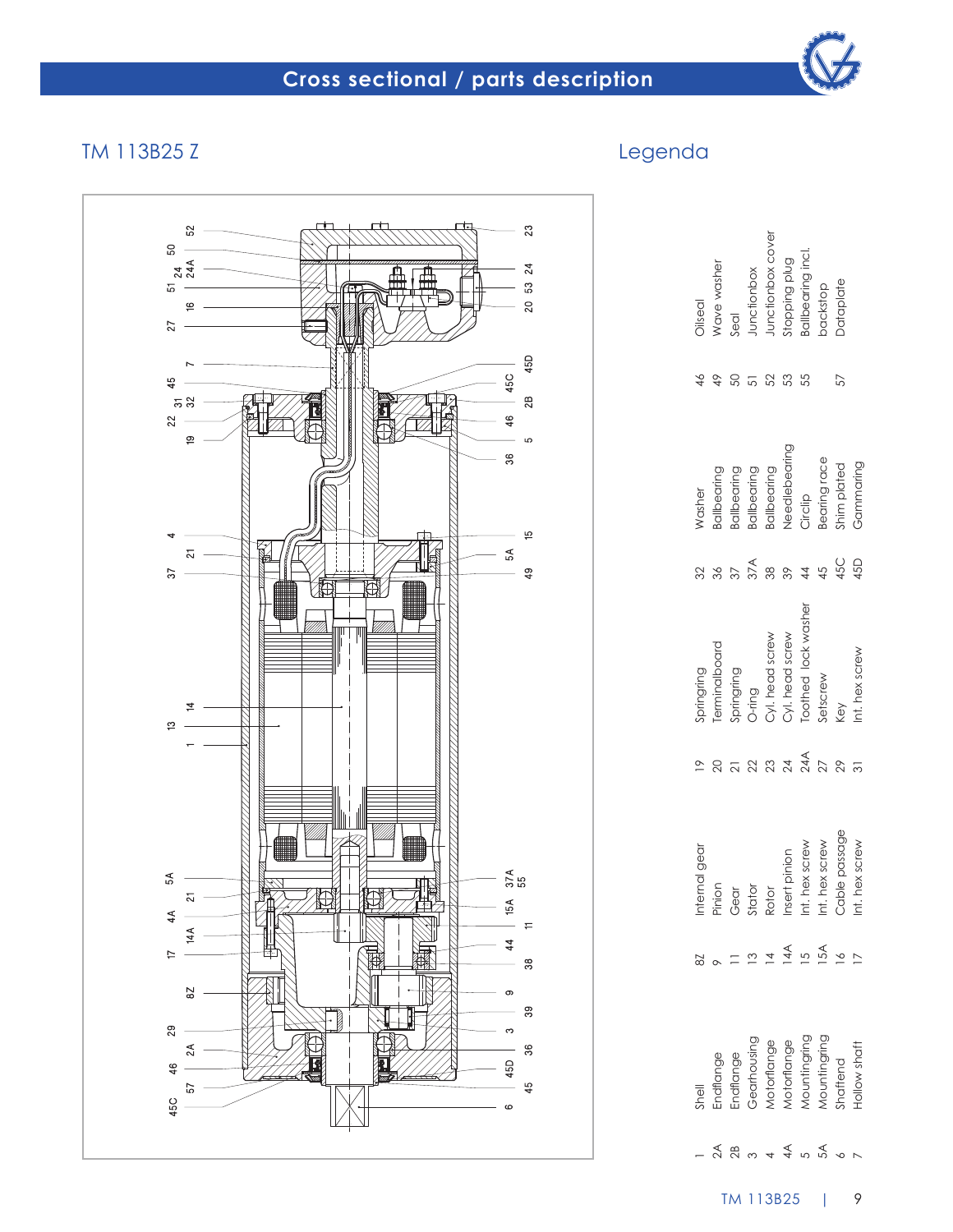# Cross sectional / parts description

## TM 113B25 Z

## Legenda

| No. | Description |
|---|---|
| 1 | Shell |
| 2A | Endflange |
| 2B | Endflange |
| 3 | Gearhousing |
| 4 | Motorflange |
| 4A | Motorflange |
| 5 | Mountingring |
| 5A | Mountingring |
| 6 | Shaftend |
| 7 | Hollow shaft |
| 8Z | Internal gear |
| 9 | Pinion |
| 11 | Gear |
| 13 | Stator |
| 14 | Rotor |
| 14A | Insert pinion |
| 15 | Int. hex screw |
| 15A | Int. hex screw |
| 16 | Cable passage |
| 17 | Int. hex screw |
| 19 | Springring |
| 20 | Terminalboard |
| 21 | Springring |
| 22 | O-ring |
| 23 | Cyl. head screw |
| 24 | Cyl. head screw |
| 24A | Toothed lock washer |
| 27 | Setscrew |
| 29 | Key |
| 31 | Int. hex screw |
| 32 | Washer |
| 36 | Ballbearing |
| 37 | Ballbearing |
| 37A | Ballbearing |
| 38 | Ballbearing |
| 39 | Needlebearing |
| 44 | Circlip |
| 45 | Bearing race |
| 45C | Shim plated |
| 45D | Gammaring |
| 46 | Oilseal |
| 49 | Wave washer |
| 50 | Seal |
| 51 | Junctionbox |
| 52 | Junctionbox cover |
| 53 | Stopping plug |
| 55 | Ballbearing incl. backstop |
| 57 | Dataplate |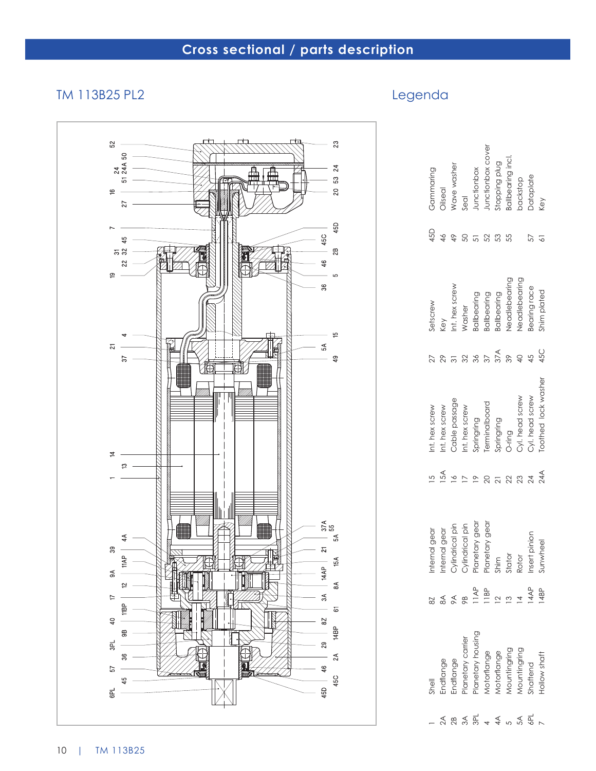# Cross sectional / parts description

## TM 113B25 PL2

## Legenda

| No. | Description | No. | Description | No. | Description | No. | Description | No. | Description |
|---|---|---|---|---|---|---|---|---|---|
| 1 | Shell | 8Z | Internal gear | 15 | Int. hex screw | 27 | Setscrew | 45D | Gammaring |
| 2A | Endflange | 8A | Internal gear | 15A | Int. hex screw | 29 | Key | 46 | Oilseal |
| 2B | Endflange | 9A | Cylindrical pin | 16 | Cable passage | 31 | Int. hex screw | 49 | Wave washer |
| 3A | Planetary carrier | 9B | Cylindrical pin | 17 | Int. hex screw | 32 | Washer | 50 | Seal |
| 3PL | Planetary housing | 11AP | Planetary gear | 19 | Springring | 36 | Ballbearing | 51 | Junctionbox |
| 4 | Motorflange | 11BP | Planetary gear | 20 | Terminalboard | 37 | Ballbearing | 52 | Junctionbox cover |
| 4A | Motorflange | 12 | Shim | 21 | Springring | 37A | Ballbearing | 53 | Stopping plug |
| 5 | Mountingring | 13 | Stator | 22 | O-ring | 39 | Needlebearing | 55 | Ballbearing incl. backstop |
| 5A | Mountingring | 14 | Rotor | 23 | Cyl. head screw | 40 | Needlebearing | 57 | Dataplate |
| 6PL | Shaftend | 14AP | Insert pinion | 24 | Cyl. head screw | 45 | Bearing race | 61 | Key |
| 7 | Hollow shaft | 14BP | Sunwheel | 24A | Toothed lock washer | 45C | Shim plated | | |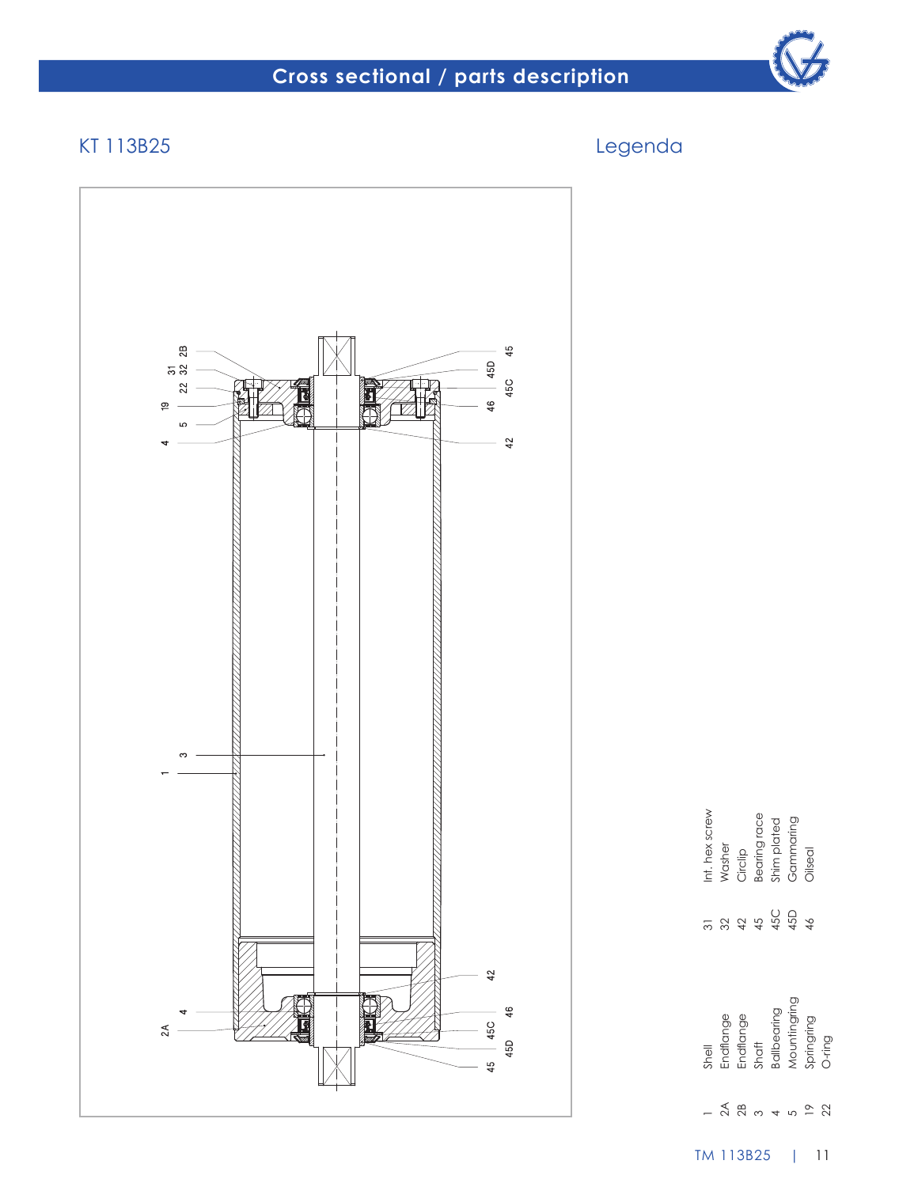## Cross sectional / parts description

### KT 113B25

### Legenda

| No. | Part |
|---|---|
| 1 | Shell |
| 2A | Endflange |
| 2B | Endflange |
| 3 | Shaft |
| 4 | Ballbearing |
| 5 | Mountingring |
| 19 | Springring |
| 22 | O-ring |
| 31 | Int. hex screw |
| 32 | Washer |
| 42 | Circlip |
| 45 | Bearing race |
| 45C | Shim plated |
| 45D | Gammaring |
| 46 | Oilseal |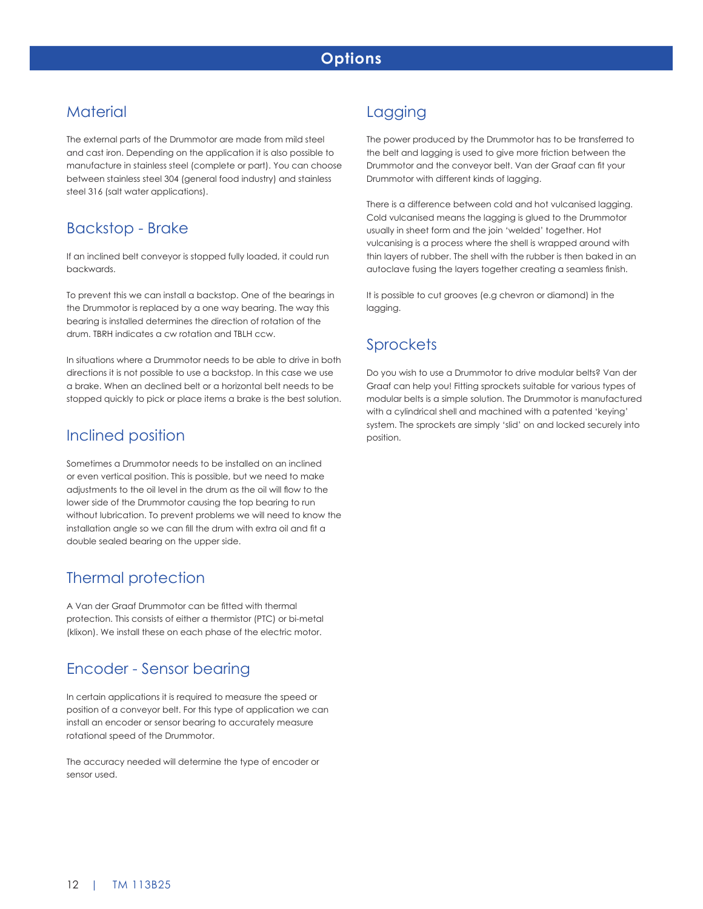# Options

## Material

The external parts of the Drummotor are made from mild steel and cast iron. Depending on the application it is also possible to manufacture in stainless steel (complete or part). You can choose between stainless steel 304 (general food industry) and stainless steel 316 (salt water applications).

## Backstop - Brake

If an inclined belt conveyor is stopped fully loaded, it could run backwards.

To prevent this we can install a backstop. One of the bearings in the Drummotor is replaced by a one way bearing. The way this bearing is installed determines the direction of rotation of the drum. TBRH indicates a cw rotation and TBLH ccw.

In situations where a Drummotor needs to be able to drive in both directions it is not possible to use a backstop. In this case we use a brake. When an declined belt or a horizontal belt needs to be stopped quickly to pick or place items a brake is the best solution.

## Inclined position

Sometimes a Drummotor needs to be installed on an inclined or even vertical position. This is possible, but we need to make adjustments to the oil level in the drum as the oil will flow to the lower side of the Drummotor causing the top bearing to run without lubrication. To prevent problems we will need to know the installation angle so we can fill the drum with extra oil and fit a double sealed bearing on the upper side.

## Thermal protection

A Van der Graaf Drummotor can be fitted with thermal protection. This consists of either a thermistor (PTC) or bi-metal (klixon). We install these on each phase of the electric motor.

## Encoder - Sensor bearing

In certain applications it is required to measure the speed or position of a conveyor belt. For this type of application we can install an encoder or sensor bearing to accurately measure rotational speed of the Drummotor.

The accuracy needed will determine the type of encoder or sensor used.

## Lagging

The power produced by the Drummotor has to be transferred to the belt and lagging is used to give more friction between the Drummotor and the conveyor belt. Van der Graaf can fit your Drummotor with different kinds of lagging.

There is a difference between cold and hot vulcanised lagging. Cold vulcanised means the lagging is glued to the Drummotor usually in sheet form and the join 'welded' together. Hot vulcanising is a process where the shell is wrapped around with thin layers of rubber. The shell with the rubber is then baked in an autoclave fusing the layers together creating a seamless finish.

It is possible to cut grooves (e.g chevron or diamond) in the lagging.

## Sprockets

Do you wish to use a Drummotor to drive modular belts? Van der Graaf can help you! Fitting sprockets suitable for various types of modular belts is a simple solution. The Drummotor is manufactured with a cylindrical shell and machined with a patented 'keying' system. The sprockets are simply 'slid' on and locked securely into position.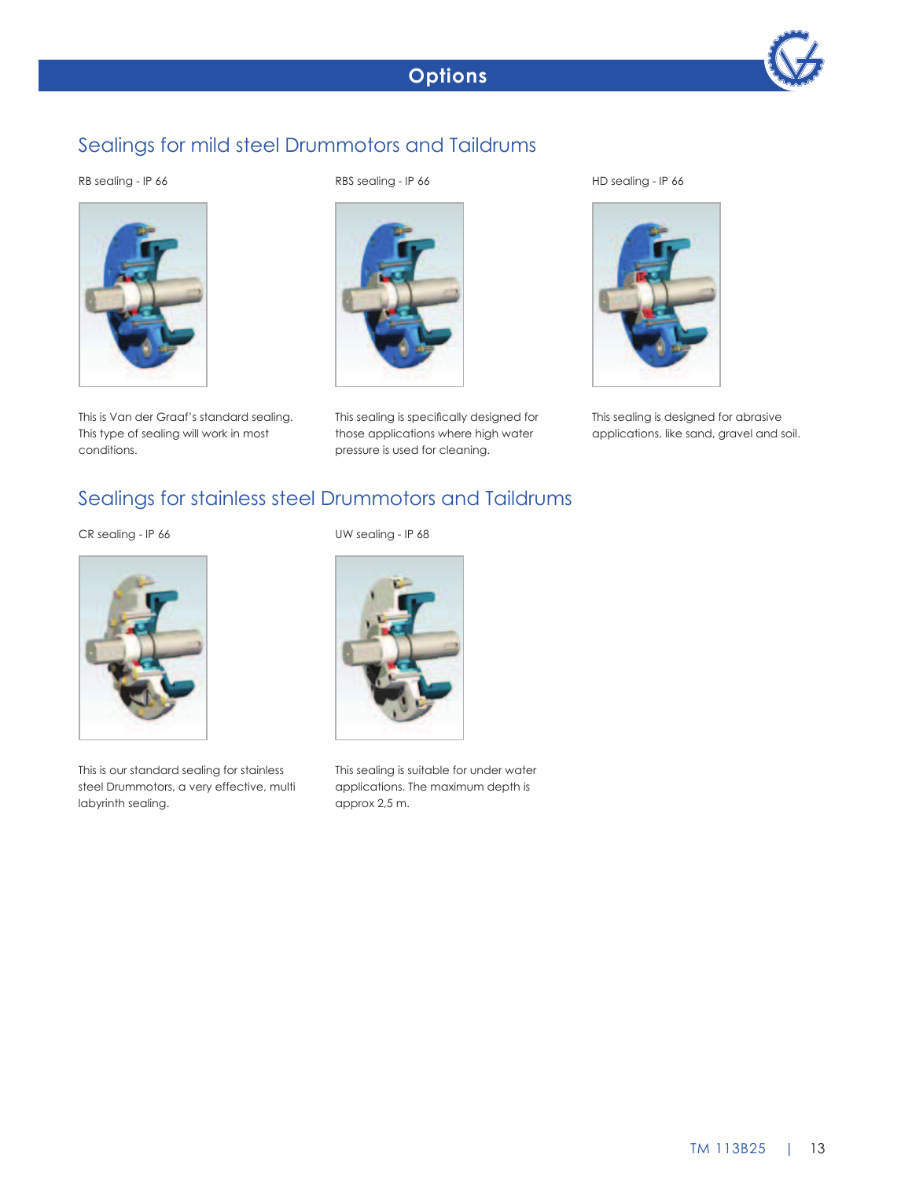# Options

## Sealings for mild steel Drummotors and Taildrums

RB sealing - IP 66

This is Van der Graaf's standard sealing. This type of sealing will work in most conditions.

RBS sealing - IP 66

This sealing is specifically designed for those applications where high water pressure is used for cleaning.

HD sealing - IP 66

This sealing is designed for abrasive applications, like sand, gravel and soil.

## Sealings for stainless steel Drummotors and Taildrums

CR sealing - IP 66

This is our standard sealing for stainless steel Drummotors, a very effective, multi labyrinth sealing.

UW sealing - IP 68

This sealing is suitable for under water applications. The maximum depth is approx 2,5 m.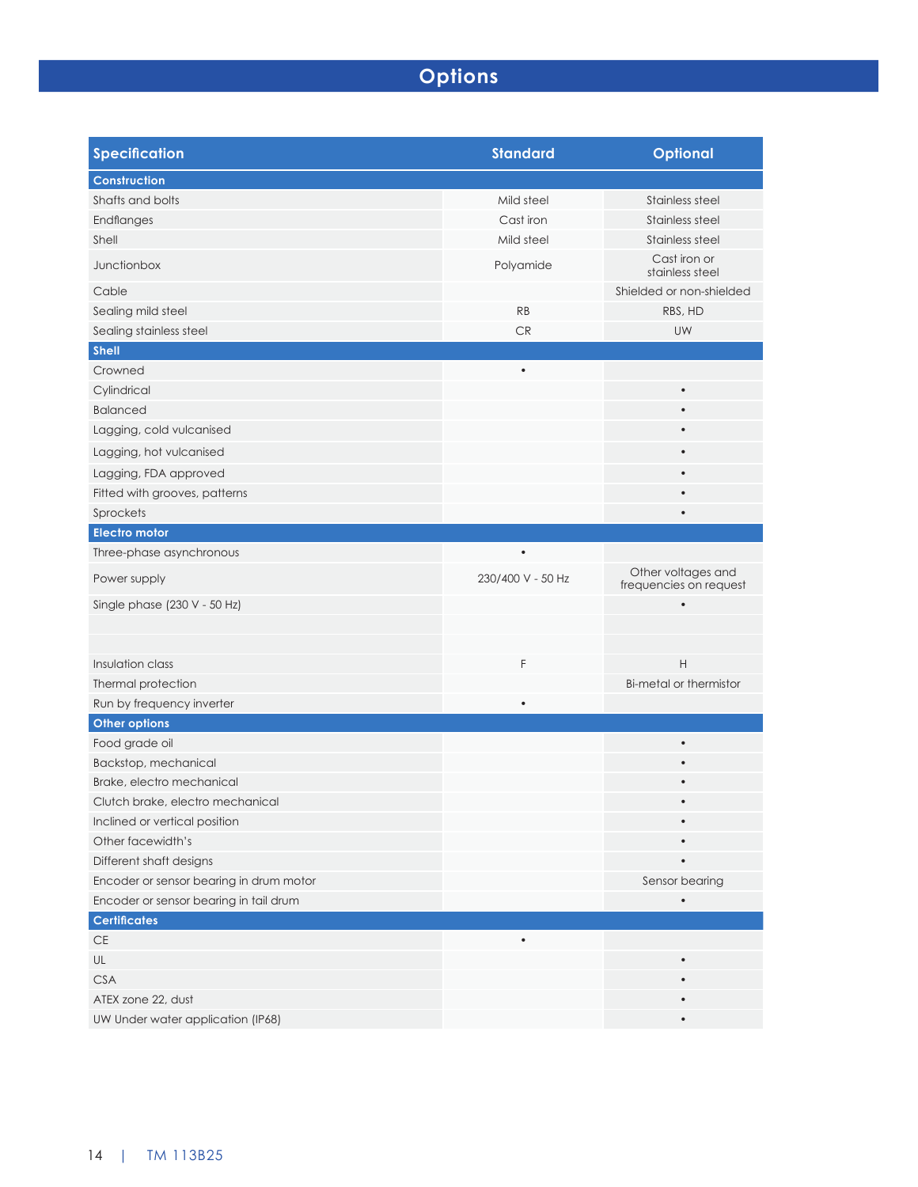# Options

| Specification | Standard | Optional |
|---|---|---|
| **Construction** | | |
| Shafts and bolts | Mild steel | Stainless steel |
| Endflanges | Cast iron | Stainless steel |
| Shell | Mild steel | Stainless steel |
| Junctionbox | Polyamide | Cast iron or stainless steel |
| Cable | | Shielded or non-shielded |
| Sealing mild steel | RB | RBS, HD |
| Sealing stainless steel | CR | UW |
| **Shell** | | |
| Crowned | • | |
| Cylindrical | | • |
| Balanced | | • |
| Lagging, cold vulcanised | | • |
| Lagging, hot vulcanised | | • |
| Lagging, FDA approved | | • |
| Fitted with grooves, patterns | | • |
| Sprockets | | • |
| **Electro motor** | | |
| Three-phase asynchronous | • | |
| Power supply | 230/400 V - 50 Hz | Other voltages and frequencies on request |
| Single phase (230 V - 50 Hz) | | • |
| | | |
| | | |
| Insulation class | F | H |
| Thermal protection | | Bi-metal or thermistor |
| Run by frequency inverter | • | |
| **Other options** | | |
| Food grade oil | | • |
| Backstop, mechanical | | • |
| Brake, electro mechanical | | • |
| Clutch brake, electro mechanical | | • |
| Inclined or vertical position | | • |
| Other facewidth's | | • |
| Different shaft designs | | • |
| Encoder or sensor bearing in drum motor | | Sensor bearing |
| Encoder or sensor bearing in tail drum | | • |
| **Certificates** | | |
| CE | • | |
| UL | | • |
| CSA | | • |
| ATEX zone 22, dust | | • |
| UW Under water application (IP68) | | • |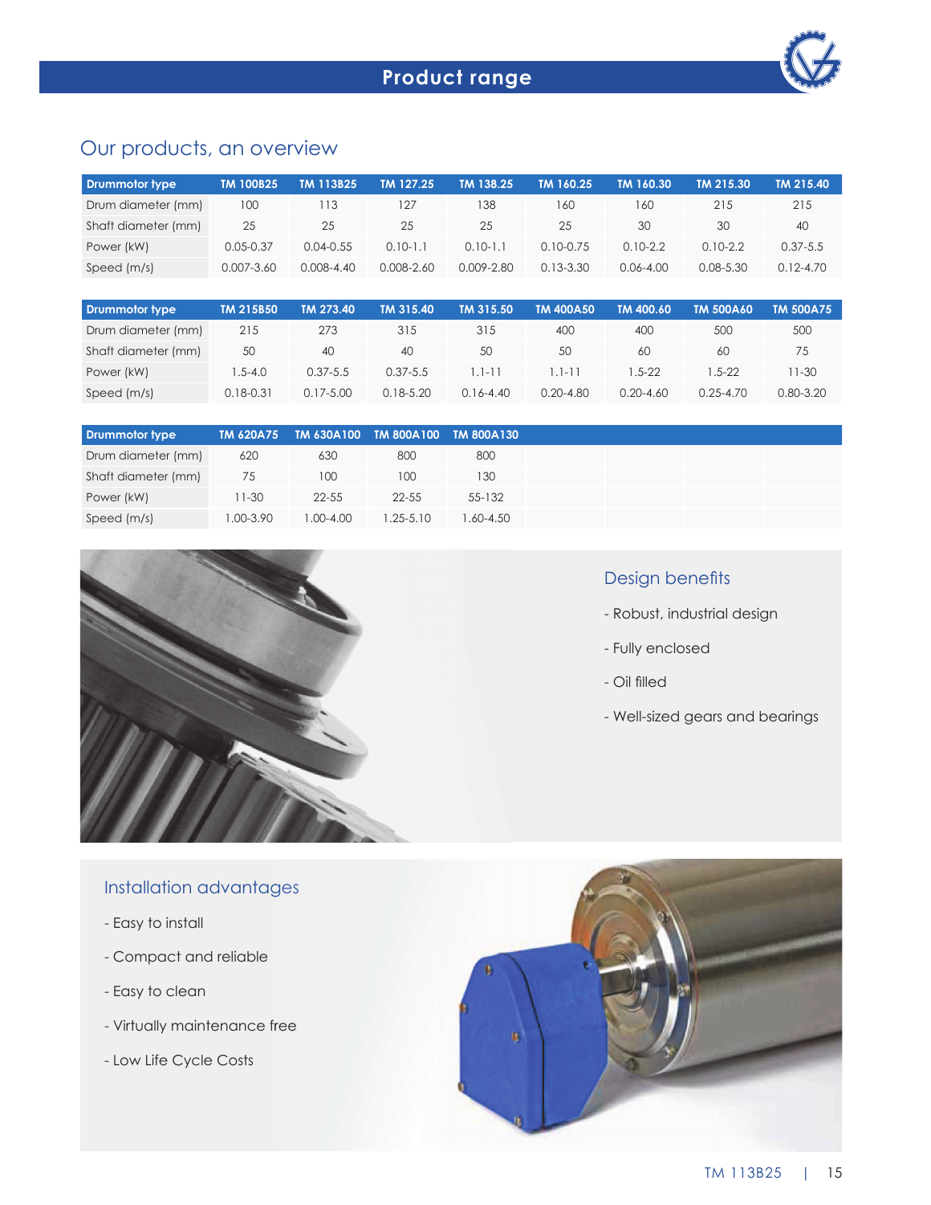# Product range

## Our products, an overview

| Drummotor type | TM 100B25 | TM 113B25 | TM 127.25 | TM 138.25 | TM 160.25 | TM 160.30 | TM 215.30 | TM 215.40 |
|---|---|---|---|---|---|---|---|---|
| Drum diameter (mm) | 100 | 113 | 127 | 138 | 160 | 160 | 215 | 215 |
| Shaft diameter (mm) | 25 | 25 | 25 | 25 | 25 | 30 | 30 | 40 |
| Power (kW) | 0.05-0.37 | 0.04-0.55 | 0.10-1.1 | 0.10-1.1 | 0.10-0.75 | 0.10-2.2 | 0.10-2.2 | 0.37-5.5 |
| Speed (m/s) | 0.007-3.60 | 0.008-4.40 | 0.008-2.60 | 0.009-2.80 | 0.13-3.30 | 0.06-4.00 | 0.08-5.30 | 0.12-4.70 |

| Drummotor type | TM 215B50 | TM 273.40 | TM 315.40 | TM 315.50 | TM 400A50 | TM 400.60 | TM 500A60 | TM 500A75 |
|---|---|---|---|---|---|---|---|---|
| Drum diameter (mm) | 215 | 273 | 315 | 315 | 400 | 400 | 500 | 500 |
| Shaft diameter (mm) | 50 | 40 | 40 | 50 | 50 | 60 | 60 | 75 |
| Power (kW) | 1.5-4.0 | 0.37-5.5 | 0.37-5.5 | 1.1-11 | 1.1-11 | 1.5-22 | 1.5-22 | 11-30 |
| Speed (m/s) | 0.18-0.31 | 0.17-5.00 | 0.18-5.20 | 0.16-4.40 | 0.20-4.80 | 0.20-4.60 | 0.25-4.70 | 0.80-3.20 |

| Drummotor type | TM 620A75 | TM 630A100 | TM 800A100 | TM 800A130 |
|---|---|---|---|---|
| Drum diameter (mm) | 620 | 630 | 800 | 800 |
| Shaft diameter (mm) | 75 | 100 | 100 | 130 |
| Power (kW) | 11-30 | 22-55 | 22-55 | 55-132 |
| Speed (m/s) | 1.00-3.90 | 1.00-4.00 | 1.25-5.10 | 1.60-4.50 |

## Design benefits

- Robust, industrial design
- Fully enclosed
- Oil filled
- Well-sized gears and bearings

## Installation advantages

- Easy to install
- Compact and reliable
- Easy to clean
- Virtually maintenance free
- Low Life Cycle Costs